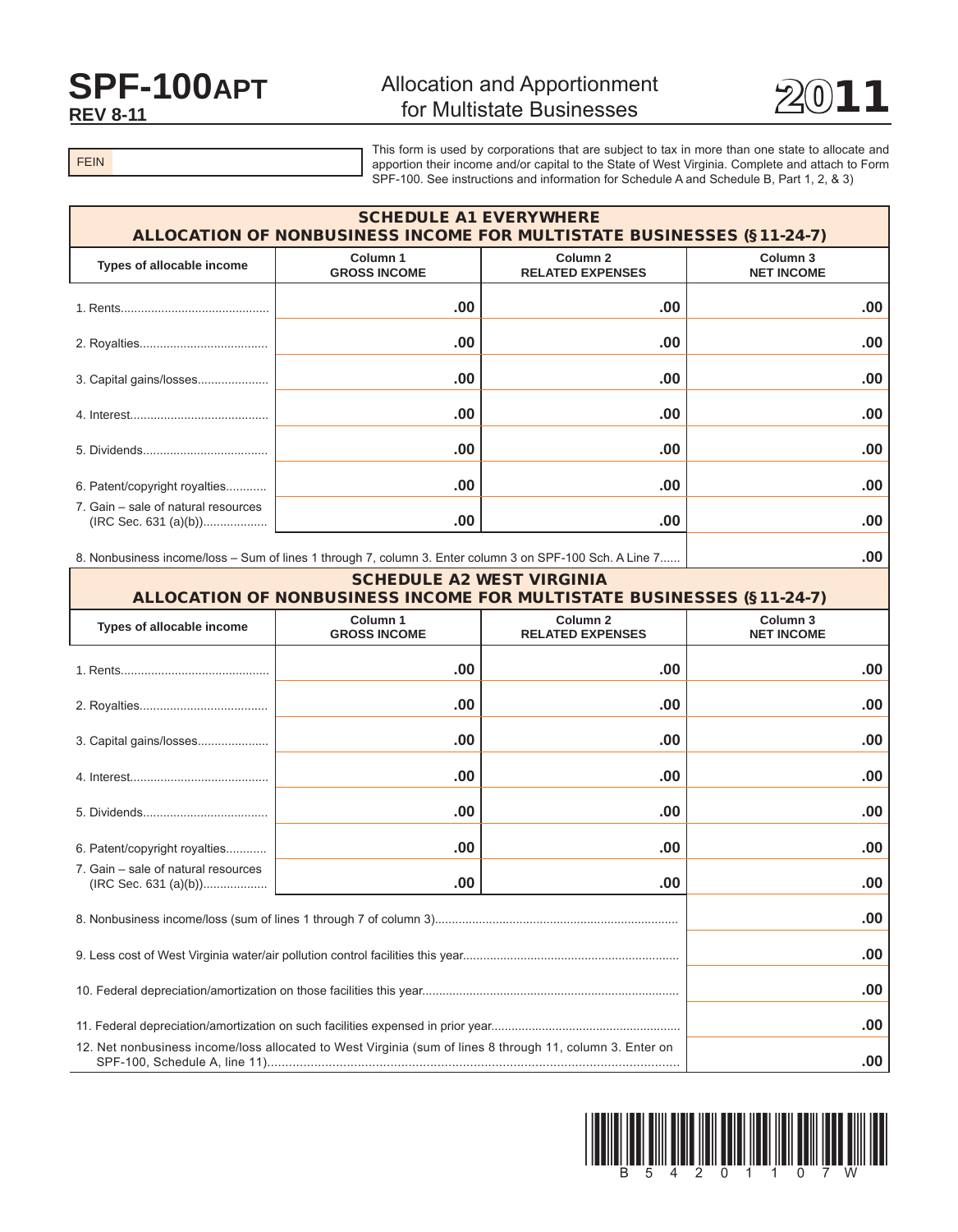# SPF-100APT

**REV 8-11**

## Allocation and Apportionment for Multistate Businesses

# 2011

FEIN

This form is used by corporations that are subject to tax in more than one state to allocate and apportion their income and/or capital to the State of West Virginia. Complete and attach to Form SPF-100. See instructions and information for Schedule A and Schedule B, Part 1, 2, & 3)

## SCHEDULE A1 EVERYWHERE
## ALLOCATION OF NONBUSINESS INCOME FOR MULTISTATE BUSINESSES (§11-24-7)

| Types of allocable income | Column 1 GROSS INCOME | Column 2 RELATED EXPENSES | Column 3 NET INCOME |
|---|---|---|---|
| 1. Rents | .00 | .00 | .00 |
| 2. Royalties | .00 | .00 | .00 |
| 3. Capital gains/losses | .00 | .00 | .00 |
| 4. Interest | .00 | .00 | .00 |
| 5. Dividends | .00 | .00 | .00 |
| 6. Patent/copyright royalties | .00 | .00 | .00 |
| 7. Gain – sale of natural resources (IRC Sec. 631 (a)(b)) | .00 | .00 | .00 |
| 8. Nonbusiness income/loss – Sum of lines 1 through 7, column 3. Enter column 3 on SPF-100 Sch. A Line 7 | | | .00 |

## SCHEDULE A2 WEST VIRGINIA
## ALLOCATION OF NONBUSINESS INCOME FOR MULTISTATE BUSINESSES (§11-24-7)

| Types of allocable income | Column 1 GROSS INCOME | Column 2 RELATED EXPENSES | Column 3 NET INCOME |
|---|---|---|---|
| 1. Rents | .00 | .00 | .00 |
| 2. Royalties | .00 | .00 | .00 |
| 3. Capital gains/losses | .00 | .00 | .00 |
| 4. Interest | .00 | .00 | .00 |
| 5. Dividends | .00 | .00 | .00 |
| 6. Patent/copyright royalties | .00 | .00 | .00 |
| 7. Gain – sale of natural resources (IRC Sec. 631 (a)(b)) | .00 | .00 | .00 |
| 8. Nonbusiness income/loss (sum of lines 1 through 7 of column 3) | | | .00 |
| 9. Less cost of West Virginia water/air pollution control facilities this year | | | .00 |
| 10. Federal depreciation/amortization on those facilities this year | | | .00 |
| 11. Federal depreciation/amortization on such facilities expensed in prior year | | | .00 |
| 12. Net nonbusiness income/loss allocated to West Virginia (sum of lines 8 through 11, column 3. Enter on SPF-100, Schedule A, line 11) | | | .00 |

B 5 4 2 0 1 1 0 7 W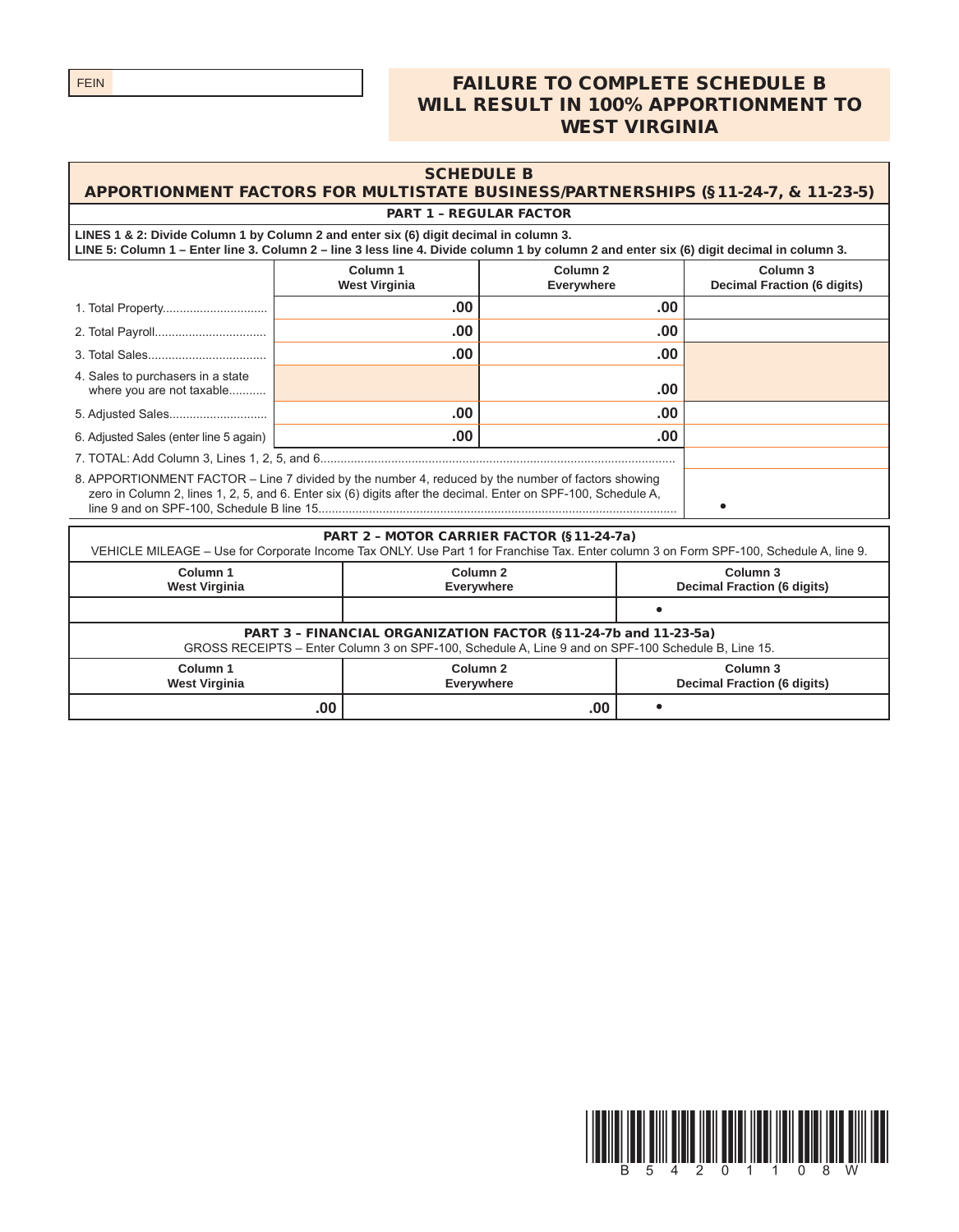FEIN

**FAILURE TO COMPLETE SCHEDULE B WILL RESULT IN 100% APPORTIONMENT TO WEST VIRGINIA**

## SCHEDULE B
## APPORTIONMENT FACTORS FOR MULTISTATE BUSINESS/PARTNERSHIPS (§11-24-7, & 11-23-5)

### PART 1 – REGULAR FACTOR

**LINES 1 & 2: Divide Column 1 by Column 2 and enter six (6) digit decimal in column 3.**
**LINE 5: Column 1 – Enter line 3. Column 2 – line 3 less line 4. Divide column 1 by column 2 and enter six (6) digit decimal in column 3.**

| | Column 1 West Virginia | Column 2 Everywhere | Column 3 Decimal Fraction (6 digits) |
|---|---|---|---|
| 1. Total Property | .00 | .00 | |
| 2. Total Payroll | .00 | .00 | |
| 3. Total Sales | .00 | .00 | |
| 4. Sales to purchasers in a state where you are not taxable | | .00 | |
| 5. Adjusted Sales | .00 | .00 | |
| 6. Adjusted Sales (enter line 5 again) | .00 | .00 | |
| 7. TOTAL: Add Column 3, Lines 1, 2, 5, and 6 | | | |
| 8. APPORTIONMENT FACTOR – Line 7 divided by the number 4, reduced by the number of factors showing zero in Column 2, lines 1, 2, 5, and 6. Enter six (6) digits after the decimal. Enter on SPF-100, Schedule A, line 9 and on SPF-100, Schedule B line 15 | | | • |

### PART 2 – MOTOR CARRIER FACTOR (§11-24-7a)

VEHICLE MILEAGE – Use for Corporate Income Tax ONLY. Use Part 1 for Franchise Tax. Enter column 3 on Form SPF-100, Schedule A, line 9.

| Column 1 West Virginia | Column 2 Everywhere | Column 3 Decimal Fraction (6 digits) |
|---|---|---|
| | | • |

### PART 3 – FINANCIAL ORGANIZATION FACTOR (§11-24-7b and 11-23-5a)

GROSS RECEIPTS – Enter Column 3 on SPF-100, Schedule A, Line 9 and on SPF-100 Schedule B, Line 15.

| Column 1 West Virginia | Column 2 Everywhere | Column 3 Decimal Fraction (6 digits) |
|---|---|---|
| .00 | .00 | • |

B 5 4 2 0 1 1 0 8 W